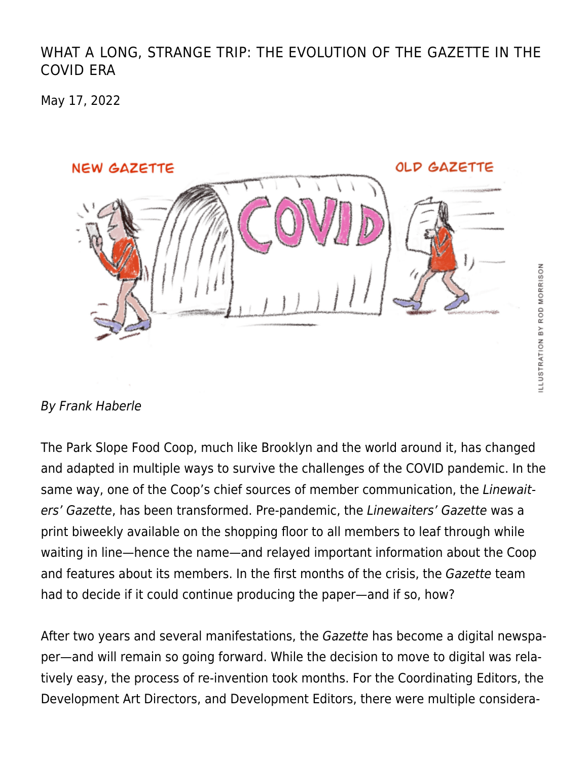# WHAT A LONG, STRANGE TRIP: THE EVOLUTION OF THE GAZETTE IN THE COVID ERA

May 17, 2022

ILLUSTRATION BY ROD MORRISON

*By Frank Haberle*

The Park Slope Food Coop, much like Brooklyn and the world around it, has changed and adapted in multiple ways to survive the challenges of the COVID pandemic. In the same way, one of the Coop's chief sources of member communication, the *Linewaiters' Gazette*, has been transformed. Pre-pandemic, the *Linewaiters' Gazette* was a print biweekly available on the shopping floor to all members to leaf through while waiting in line—hence the name—and relayed important information about the Coop and features about its members. In the first months of the crisis, the *Gazette* team had to decide if it could continue producing the paper—and if so, how?

After two years and several manifestations, the *Gazette* has become a digital newspaper—and will remain so going forward. While the decision to move to digital was relatively easy, the process of re-invention took months. For the Coordinating Editors, the Development Art Directors, and Development Editors, there were multiple considera-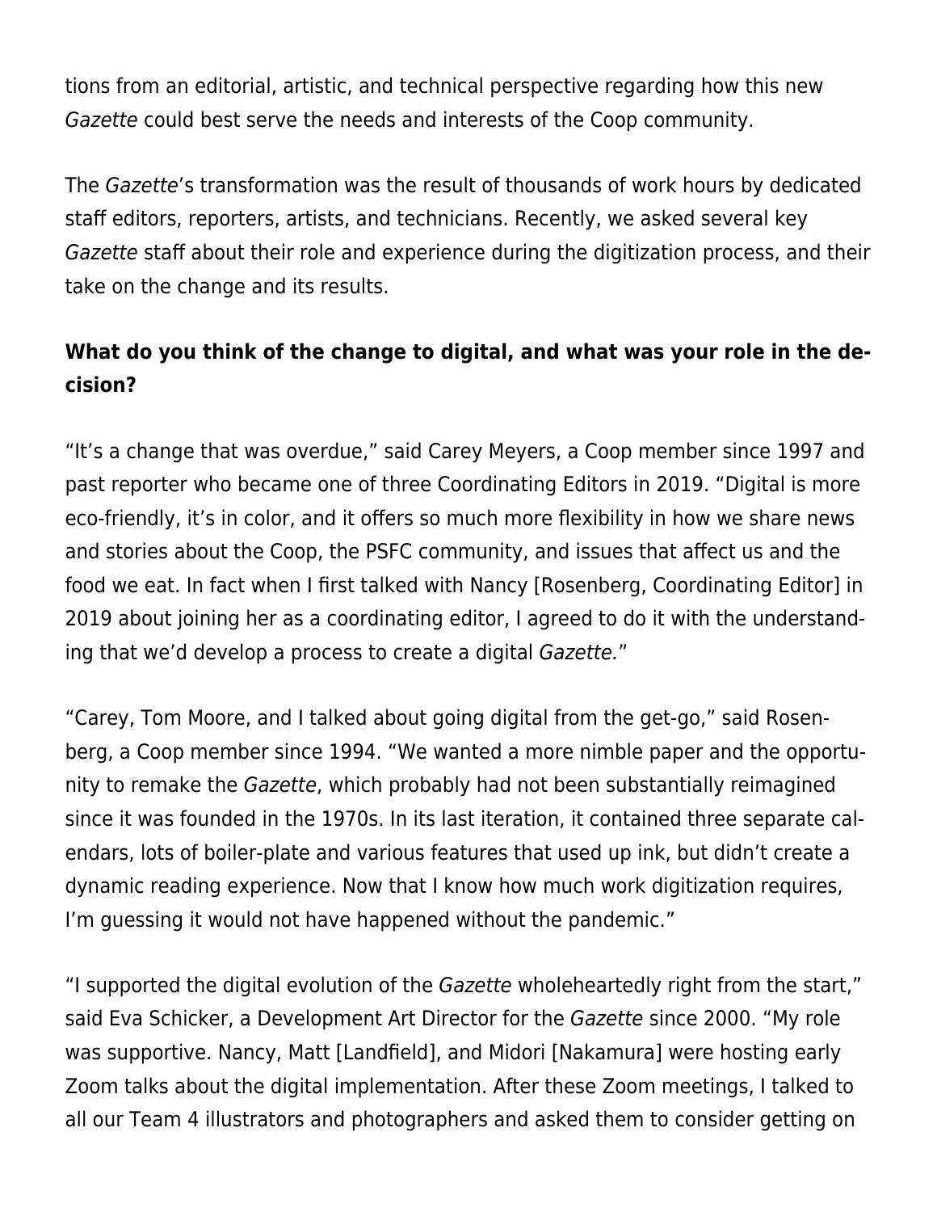tions from an editorial, artistic, and technical perspective regarding how this new *Gazette* could best serve the needs and interests of the Coop community.

The *Gazette*'s transformation was the result of thousands of work hours by dedicated staff editors, reporters, artists, and technicians. Recently, we asked several key *Gazette* staff about their role and experience during the digitization process, and their take on the change and its results.

**What do you think of the change to digital, and what was your role in the decision?**

"It's a change that was overdue," said Carey Meyers, a Coop member since 1997 and past reporter who became one of three Coordinating Editors in 2019. "Digital is more eco-friendly, it's in color, and it offers so much more flexibility in how we share news and stories about the Coop, the PSFC community, and issues that affect us and the food we eat. In fact when I first talked with Nancy [Rosenberg, Coordinating Editor] in 2019 about joining her as a coordinating editor, I agreed to do it with the understanding that we'd develop a process to create a digital *Gazette.*"

"Carey, Tom Moore, and I talked about going digital from the get-go," said Rosenberg, a Coop member since 1994. "We wanted a more nimble paper and the opportunity to remake the *Gazette*, which probably had not been substantially reimagined since it was founded in the 1970s. In its last iteration, it contained three separate calendars, lots of boiler-plate and various features that used up ink, but didn't create a dynamic reading experience. Now that I know how much work digitization requires, I'm guessing it would not have happened without the pandemic."

"I supported the digital evolution of the *Gazette* wholeheartedly right from the start," said Eva Schicker, a Development Art Director for the *Gazette* since 2000. "My role was supportive. Nancy, Matt [Landfield], and Midori [Nakamura] were hosting early Zoom talks about the digital implementation. After these Zoom meetings, I talked to all our Team 4 illustrators and photographers and asked them to consider getting on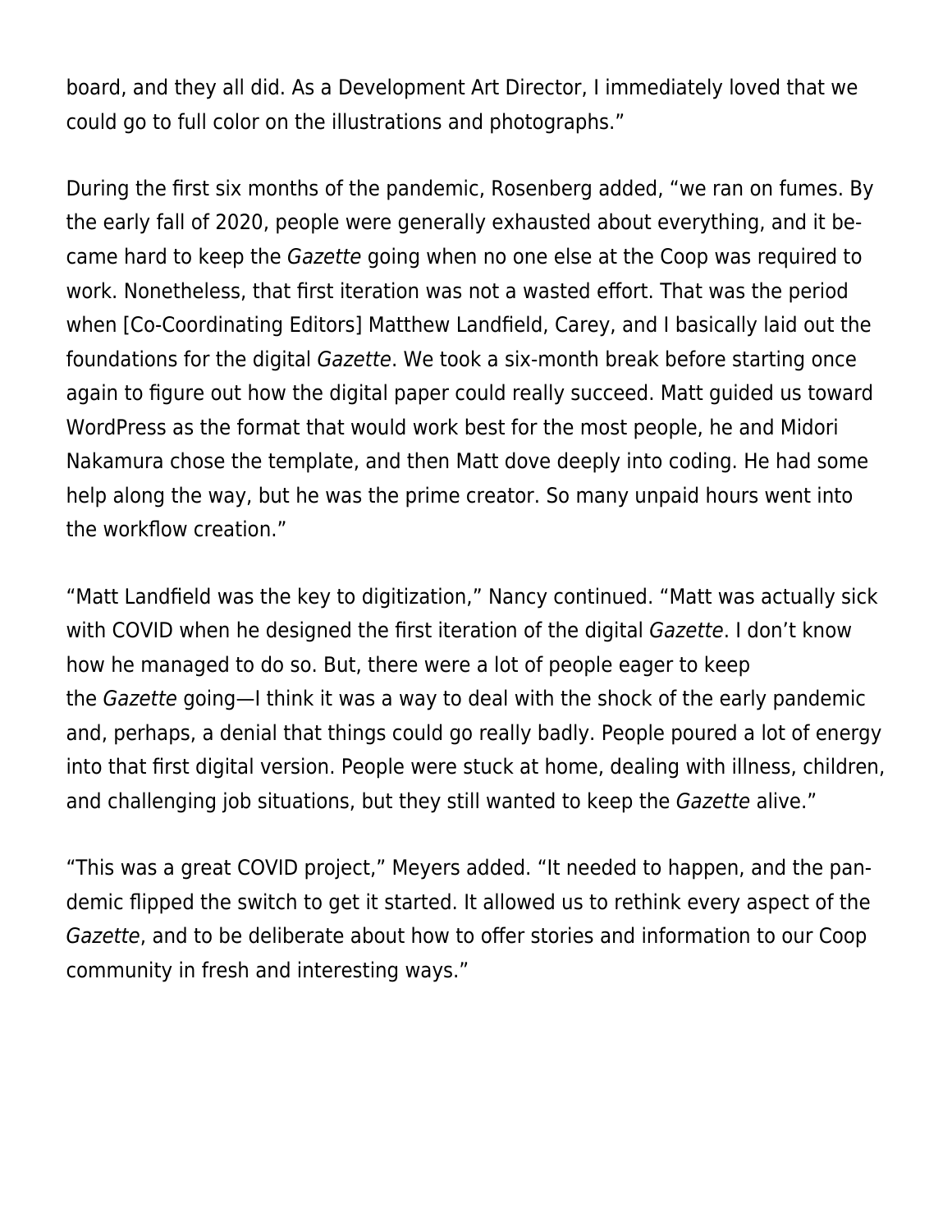board, and they all did. As a Development Art Director, I immediately loved that we could go to full color on the illustrations and photographs."

During the first six months of the pandemic, Rosenberg added, "we ran on fumes. By the early fall of 2020, people were generally exhausted about everything, and it became hard to keep the *Gazette* going when no one else at the Coop was required to work. Nonetheless, that first iteration was not a wasted effort. That was the period when [Co-Coordinating Editors] Matthew Landfield, Carey, and I basically laid out the foundations for the digital *Gazette*. We took a six-month break before starting once again to figure out how the digital paper could really succeed. Matt guided us toward WordPress as the format that would work best for the most people, he and Midori Nakamura chose the template, and then Matt dove deeply into coding. He had some help along the way, but he was the prime creator. So many unpaid hours went into the workflow creation."

"Matt Landfield was the key to digitization," Nancy continued. "Matt was actually sick with COVID when he designed the first iteration of the digital *Gazette*. I don't know how he managed to do so. But, there were a lot of people eager to keep the *Gazette* going—I think it was a way to deal with the shock of the early pandemic and, perhaps, a denial that things could go really badly. People poured a lot of energy into that first digital version. People were stuck at home, dealing with illness, children, and challenging job situations, but they still wanted to keep the *Gazette* alive."

"This was a great COVID project," Meyers added. "It needed to happen, and the pandemic flipped the switch to get it started. It allowed us to rethink every aspect of the *Gazette*, and to be deliberate about how to offer stories and information to our Coop community in fresh and interesting ways."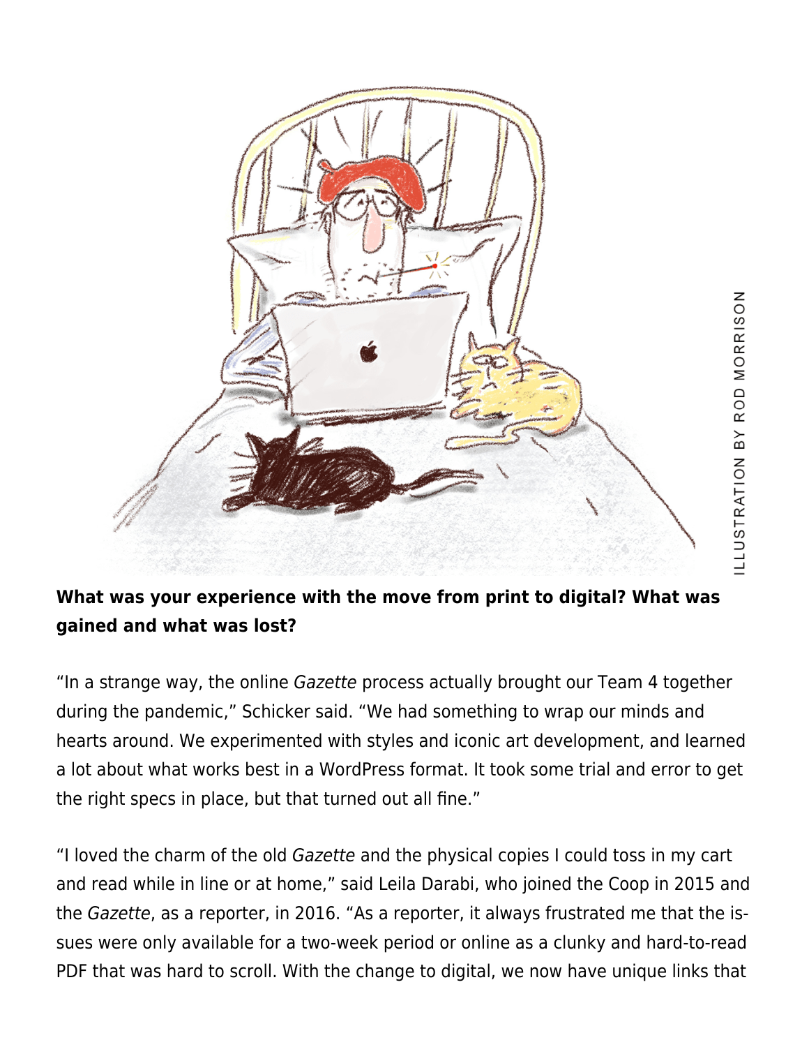ILLUSTRATION BY ROD MORRISON

**What was your experience with the move from print to digital? What was gained and what was lost?**

"In a strange way, the online *Gazette* process actually brought our Team 4 together during the pandemic," Schicker said. "We had something to wrap our minds and hearts around. We experimented with styles and iconic art development, and learned a lot about what works best in a WordPress format. It took some trial and error to get the right specs in place, but that turned out all fine."

"I loved the charm of the old *Gazette* and the physical copies I could toss in my cart and read while in line or at home," said Leila Darabi, who joined the Coop in 2015 and the *Gazette*, as a reporter, in 2016. "As a reporter, it always frustrated me that the issues were only available for a two-week period or online as a clunky and hard-to-read PDF that was hard to scroll. With the change to digital, we now have unique links that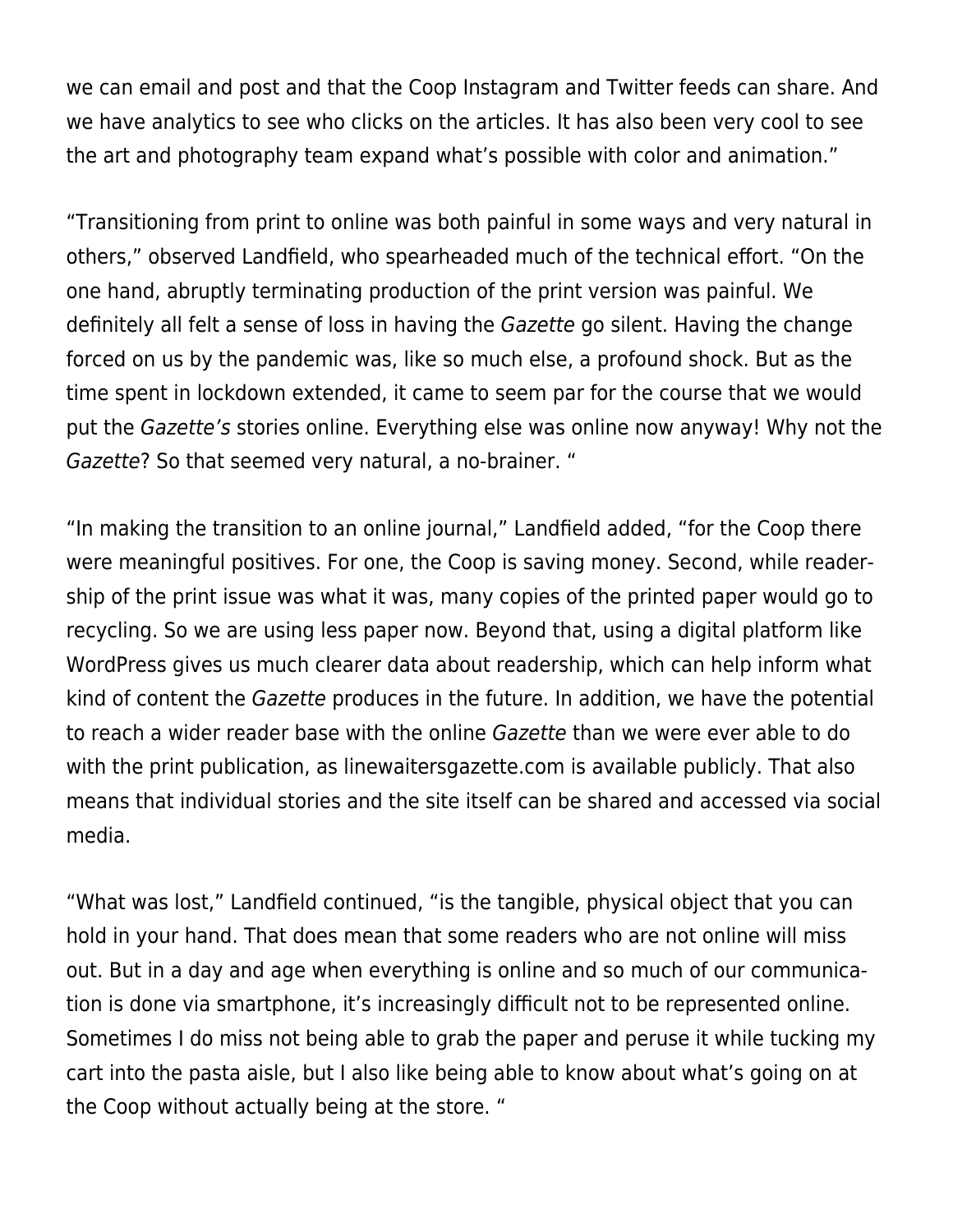we can email and post and that the Coop Instagram and Twitter feeds can share. And we have analytics to see who clicks on the articles. It has also been very cool to see the art and photography team expand what's possible with color and animation."

"Transitioning from print to online was both painful in some ways and very natural in others," observed Landfield, who spearheaded much of the technical effort. "On the one hand, abruptly terminating production of the print version was painful. We definitely all felt a sense of loss in having the *Gazette* go silent. Having the change forced on us by the pandemic was, like so much else, a profound shock. But as the time spent in lockdown extended, it came to seem par for the course that we would put the *Gazette's* stories online. Everything else was online now anyway! Why not the *Gazette*? So that seemed very natural, a no-brainer. "

"In making the transition to an online journal," Landfield added, "for the Coop there were meaningful positives. For one, the Coop is saving money. Second, while readership of the print issue was what it was, many copies of the printed paper would go to recycling. So we are using less paper now. Beyond that, using a digital platform like WordPress gives us much clearer data about readership, which can help inform what kind of content the *Gazette* produces in the future. In addition, we have the potential to reach a wider reader base with the online *Gazette* than we were ever able to do with the print publication, as linewaitersgazette.com is available publicly. That also means that individual stories and the site itself can be shared and accessed via social media.

"What was lost," Landfield continued, "is the tangible, physical object that you can hold in your hand. That does mean that some readers who are not online will miss out. But in a day and age when everything is online and so much of our communication is done via smartphone, it's increasingly difficult not to be represented online. Sometimes I do miss not being able to grab the paper and peruse it while tucking my cart into the pasta aisle, but I also like being able to know about what's going on at the Coop without actually being at the store. "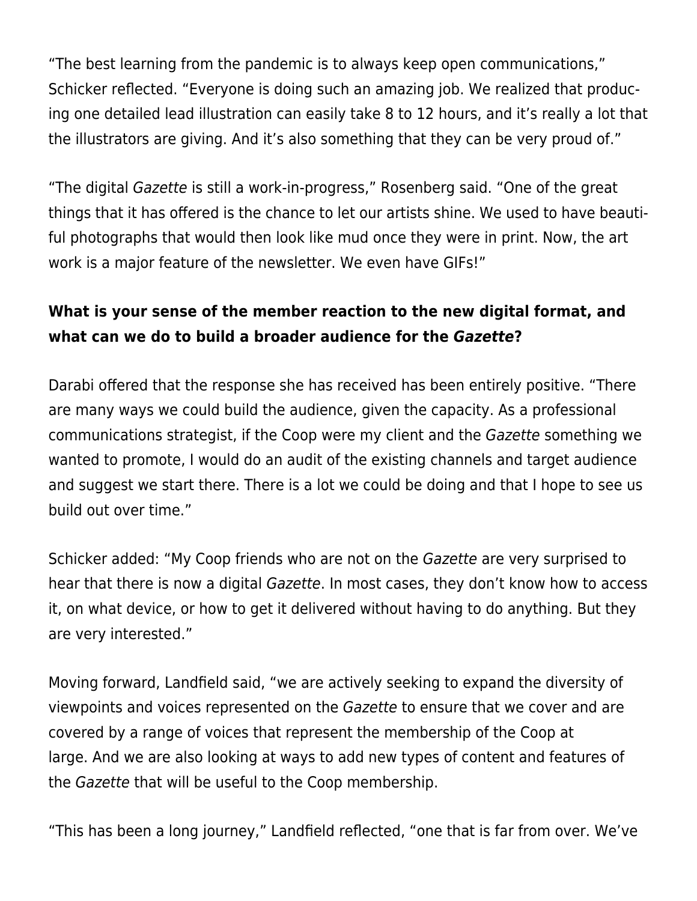"The best learning from the pandemic is to always keep open communications," Schicker reflected. "Everyone is doing such an amazing job. We realized that producing one detailed lead illustration can easily take 8 to 12 hours, and it's really a lot that the illustrators are giving. And it's also something that they can be very proud of."

"The digital *Gazette* is still a work-in-progress," Rosenberg said. "One of the great things that it has offered is the chance to let our artists shine. We used to have beautiful photographs that would then look like mud once they were in print. Now, the art work is a major feature of the newsletter. We even have GIFs!"

**What is your sense of the member reaction to the new digital format, and what can we do to build a broader audience for the *Gazette*?**

Darabi offered that the response she has received has been entirely positive. "There are many ways we could build the audience, given the capacity. As a professional communications strategist, if the Coop were my client and the *Gazette* something we wanted to promote, I would do an audit of the existing channels and target audience and suggest we start there. There is a lot we could be doing and that I hope to see us build out over time."

Schicker added: "My Coop friends who are not on the *Gazette* are very surprised to hear that there is now a digital *Gazette*. In most cases, they don't know how to access it, on what device, or how to get it delivered without having to do anything. But they are very interested."

Moving forward, Landfield said, "we are actively seeking to expand the diversity of viewpoints and voices represented on the *Gazette* to ensure that we cover and are covered by a range of voices that represent the membership of the Coop at large. And we are also looking at ways to add new types of content and features of the *Gazette* that will be useful to the Coop membership.

"This has been a long journey," Landfield reflected, "one that is far from over. We've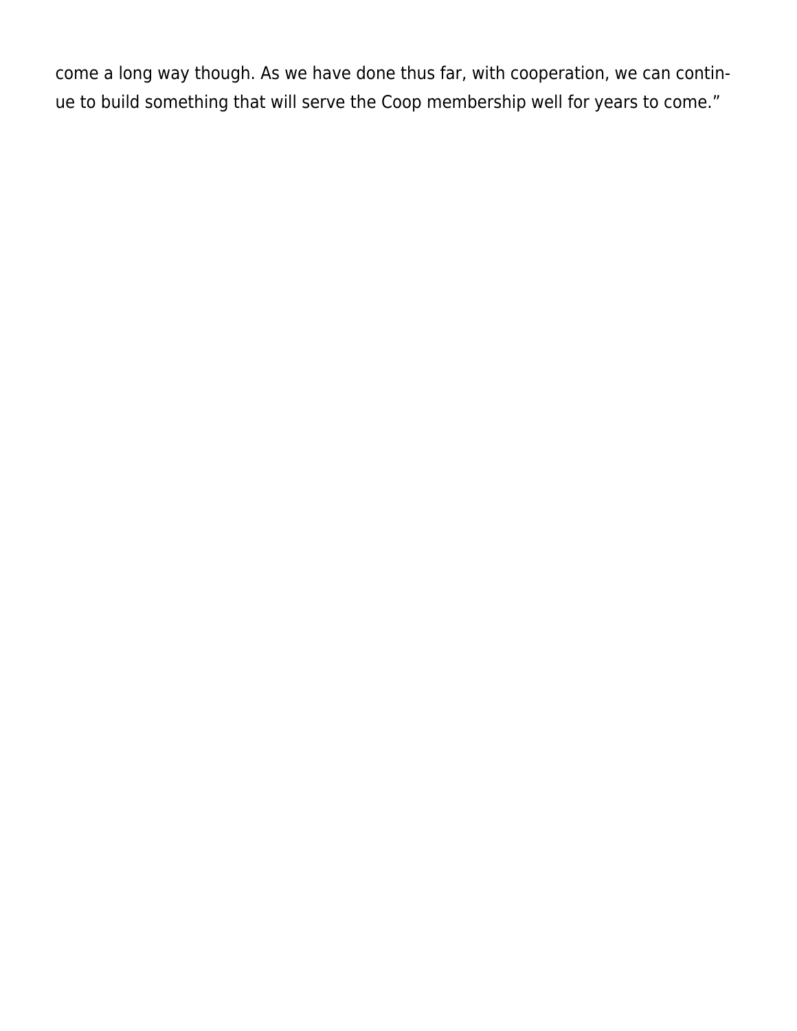come a long way though. As we have done thus far, with cooperation, we can continue to build something that will serve the Coop membership well for years to come.”